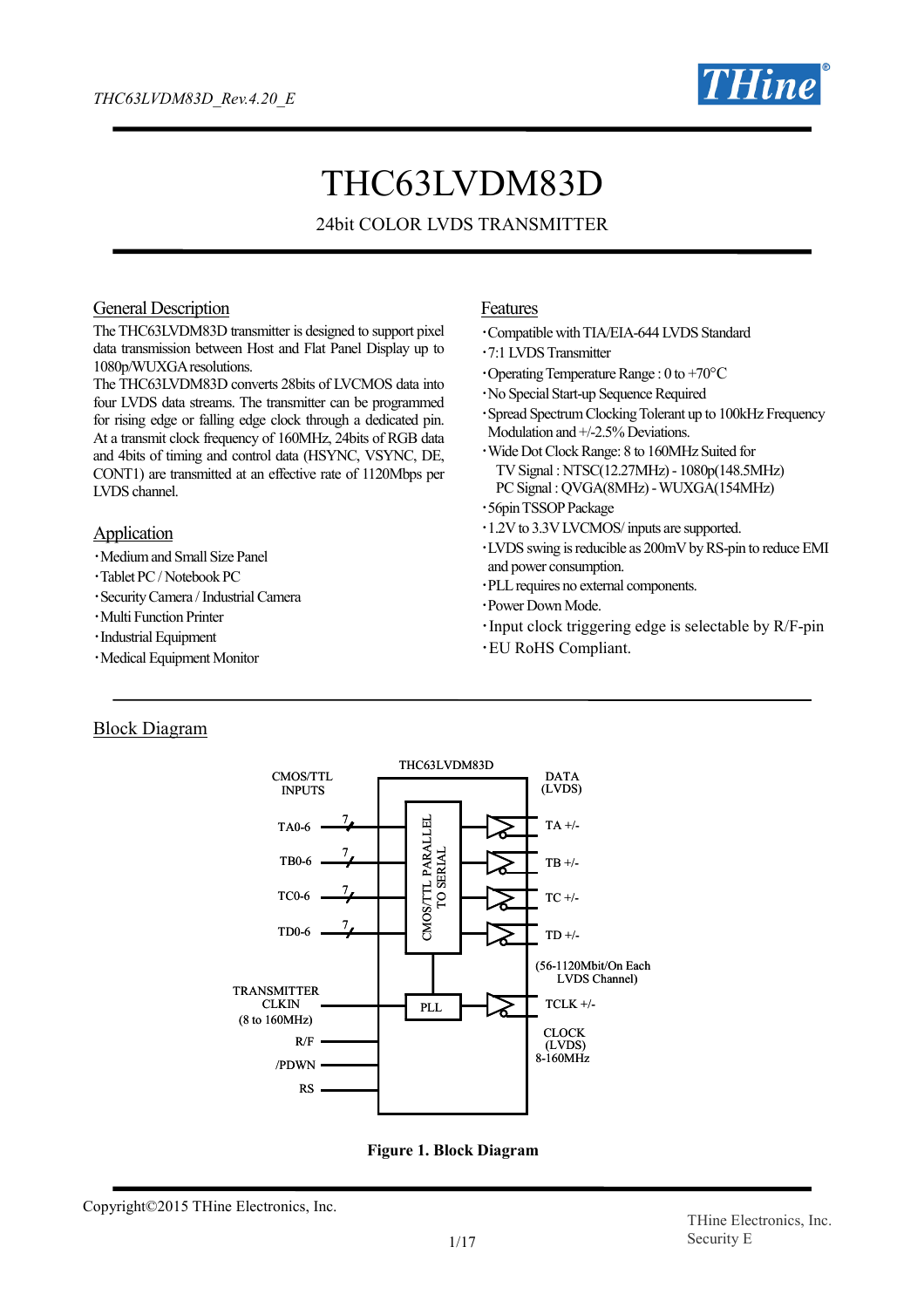# THC63LVDM83D

24bit COLOR LVDS TRANSMITTER

## General Description

The THC63LVDM83D transmitter is designed to support pixel data transmission between Host and Flat Panel Display up to 1080p/WUXGA resolutions.
The THC63LVDM83D converts 28bits of LVCMOS data into four LVDS data streams. The transmitter can be programmed for rising edge or falling edge clock through a dedicated pin. At a transmit clock frequency of 160MHz, 24bits of RGB data and 4bits of timing and control data (HSYNC, VSYNC, DE, CONT1) are transmitted at an effective rate of 1120Mbps per LVDS channel.

## Application

- Medium and Small Size Panel
- Tablet PC / Notebook PC
- Security Camera / Industrial Camera
- Multi Function Printer
- Industrial Equipment
- Medical Equipment Monitor

## Features

- Compatible with TIA/EIA-644 LVDS Standard
- 7:1 LVDS Transmitter
- Operating Temperature Range : 0 to +70°C
- No Special Start-up Sequence Required
- Spread Spectrum Clocking Tolerant up to 100kHz Frequency Modulation and +/-2.5% Deviations.
- Wide Dot Clock Range: 8 to 160MHz Suited for
  TV Signal : NTSC(12.27MHz) - 1080p(148.5MHz)
  PC Signal : QVGA(8MHz) - WUXGA(154MHz)
- 56pin TSSOP Package
- 1.2V to 3.3V LVCMOS/ inputs are supported.
- LVDS swing is reducible as 200mV by RS-pin to reduce EMI and power consumption.
- PLL requires no external components.
- Power Down Mode.
- Input clock triggering edge is selectable by R/F-pin
- EU RoHS Compliant.

## Block Diagram

THC63LVDM83D

CMOS/TTL INPUTS: TA0-6 (7), TB0-6 (7), TC0-6 (7), TD0-6 (7) → CMOS/TTL PARALLEL TO SERIAL → DATA (LVDS): TA +/-, TB +/-, TC +/-, TD +/-

(56-1120Mbit/On Each LVDS Channel)

TRANSMITTER CLKIN (8 to 160MHz) → PLL → TCLK +/-

CLOCK (LVDS) 8-160MHz

R/F, /PDWN, RS

**Figure 1. Block Diagram**

Copyright©2015 THine Electronics, Inc.

THine Electronics, Inc.
Security E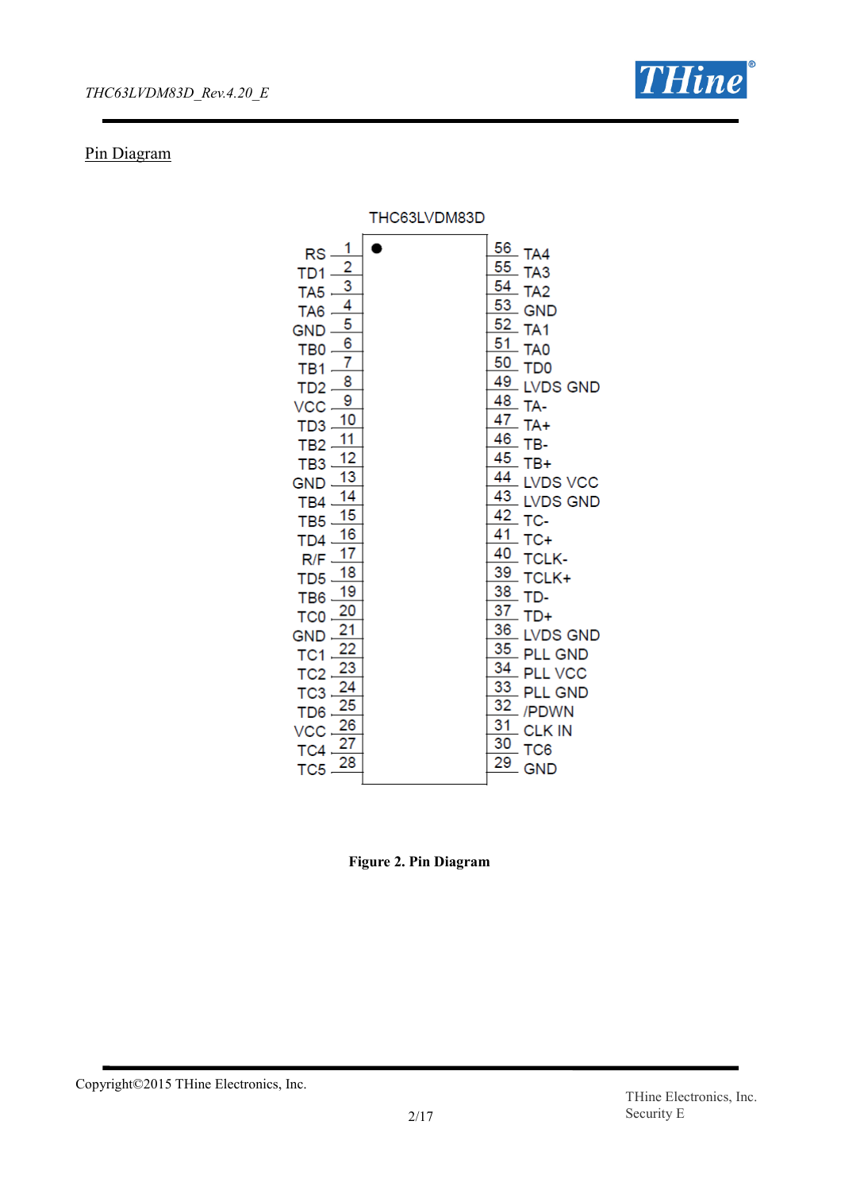## Pin Diagram

THC63LVDM83D

| Pin Name | Pin No. | Pin No. | Pin Name |
|---|---|---|---|
| RS | 1 | 56 | TA4 |
| TD1 | 2 | 55 | TA3 |
| TA5 | 3 | 54 | TA2 |
| TA6 | 4 | 53 | GND |
| GND | 5 | 52 | TA1 |
| TB0 | 6 | 51 | TA0 |
| TB1 | 7 | 50 | TD0 |
| TD2 | 8 | 49 | LVDS GND |
| VCC | 9 | 48 | TA- |
| TD3 | 10 | 47 | TA+ |
| TB2 | 11 | 46 | TB- |
| TB3 | 12 | 45 | TB+ |
| GND | 13 | 44 | LVDS VCC |
| TB4 | 14 | 43 | LVDS GND |
| TB5 | 15 | 42 | TC- |
| TD4 | 16 | 41 | TC+ |
| R/F | 17 | 40 | TCLK- |
| TD5 | 18 | 39 | TCLK+ |
| TB6 | 19 | 38 | TD- |
| TC0 | 20 | 37 | TD+ |
| GND | 21 | 36 | LVDS GND |
| TC1 | 22 | 35 | PLL GND |
| TC2 | 23 | 34 | PLL VCC |
| TC3 | 24 | 33 | PLL GND |
| TD6 | 25 | 32 | /PDWN |
| VCC | 26 | 31 | CLK IN |
| TC4 | 27 | 30 | TC6 |
| TC5 | 28 | 29 | GND |

**Figure 2. Pin Diagram**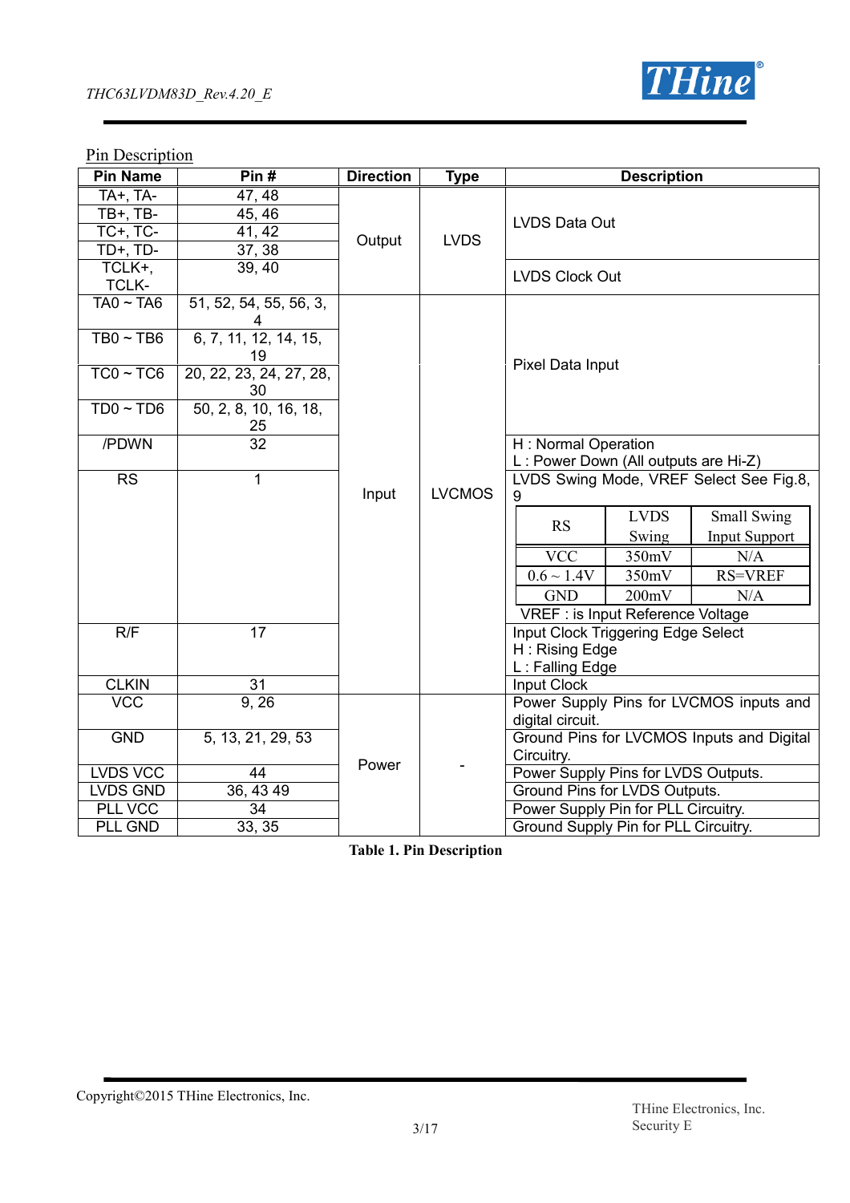## Pin Description

| Pin Name | Pin # | Direction | Type | Description |
|---|---|---|---|---|
| TA+, TA- | 47, 48 | Output | LVDS | LVDS Data Out |
| TB+, TB- | 45, 46 | | | |
| TC+, TC- | 41, 42 | | | |
| TD+, TD- | 37, 38 | | | |
| TCLK+, TCLK- | 39, 40 | | | LVDS Clock Out |
| TA0 ~ TA6 | 51, 52, 54, 55, 56, 3, 4 | Input | LVCMOS | Pixel Data Input |
| TB0 ~ TB6 | 6, 7, 11, 12, 14, 15, 19 | | | |
| TC0 ~ TC6 | 20, 22, 23, 24, 27, 28, 30 | | | |
| TD0 ~ TD6 | 50, 2, 8, 10, 16, 18, 25 | | | |
| /PDWN | 32 | | | H : Normal Operation<br>L : Power Down (All outputs are Hi-Z) |
| RS | 1 | | | LVDS Swing Mode, VREF Select See Fig.8, 9<br><br>RS / LVDS Swing / Small Swing Input Support:<br>VCC / 350mV / N/A<br>0.6 ~ 1.4V / 350mV / RS=VREF<br>GND / 200mV / N/A<br><br>VREF : is Input Reference Voltage |
| R/F | 17 | | | Input Clock Triggering Edge Select<br>H : Rising Edge<br>L : Falling Edge |
| CLKIN | 31 | | | Input Clock |
| VCC | 9, 26 | Power | - | Power Supply Pins for LVCMOS inputs and digital circuit. |
| GND | 5, 13, 21, 29, 53 | | | Ground Pins for LVCMOS Inputs and Digital Circuitry. |
| LVDS VCC | 44 | | | Power Supply Pins for LVDS Outputs. |
| LVDS GND | 36, 43 49 | | | Ground Pins for LVDS Outputs. |
| PLL VCC | 34 | | | Power Supply Pin for PLL Circuitry. |
| PLL GND | 33, 35 | | | Ground Supply Pin for PLL Circuitry. |

**Table 1. Pin Description**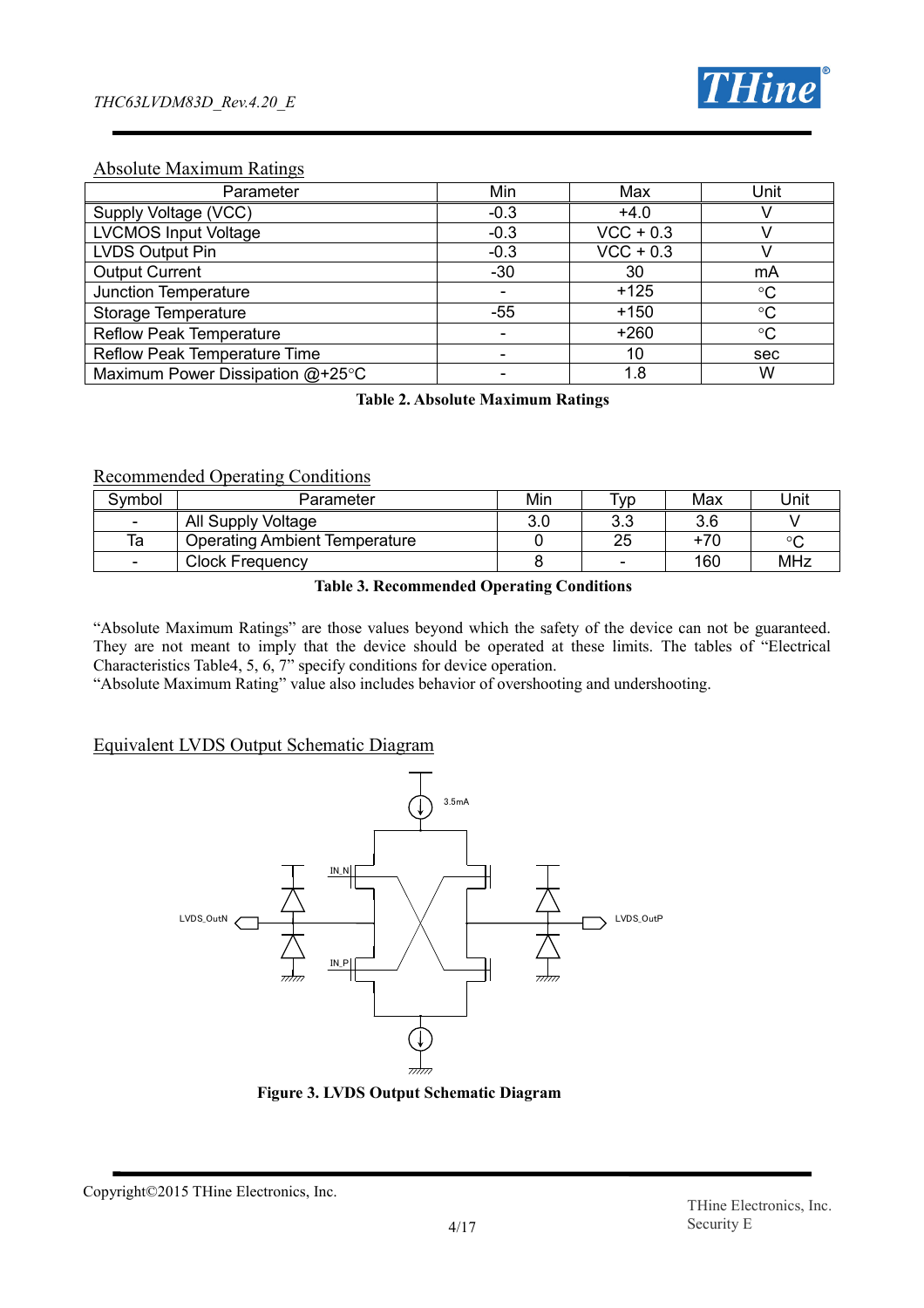## Absolute Maximum Ratings

| Parameter | Min | Max | Unit |
|---|---|---|---|
| Supply Voltage (VCC) | -0.3 | +4.0 | V |
| LVCMOS Input Voltage | -0.3 | VCC + 0.3 | V |
| LVDS Output Pin | -0.3 | VCC + 0.3 | V |
| Output Current | -30 | 30 | mA |
| Junction Temperature | - | +125 | °C |
| Storage Temperature | -55 | +150 | °C |
| Reflow Peak Temperature | - | +260 | °C |
| Reflow Peak Temperature Time | - | 10 | sec |
| Maximum Power Dissipation @+25°C | - | 1.8 | W |

**Table 2. Absolute Maximum Ratings**

## Recommended Operating Conditions

| Symbol | Parameter | Min | Typ | Max | Unit |
|---|---|---|---|---|---|
| - | All Supply Voltage | 3.0 | 3.3 | 3.6 | V |
| Ta | Operating Ambient Temperature | 0 | 25 | +70 | °C |
| - | Clock Frequency | 8 | - | 160 | MHz |

**Table 3. Recommended Operating Conditions**

"Absolute Maximum Ratings" are those values beyond which the safety of the device can not be guaranteed. They are not meant to imply that the device should be operated at these limits. The tables of "Electrical Characteristics Table4, 5, 6, 7" specify conditions for device operation.
"Absolute Maximum Rating" value also includes behavior of overshooting and undershooting.

## Equivalent LVDS Output Schematic Diagram

3.5mA

IN_N

IN_P

LVDS_OutN

LVDS_OutP

**Figure 3. LVDS Output Schematic Diagram**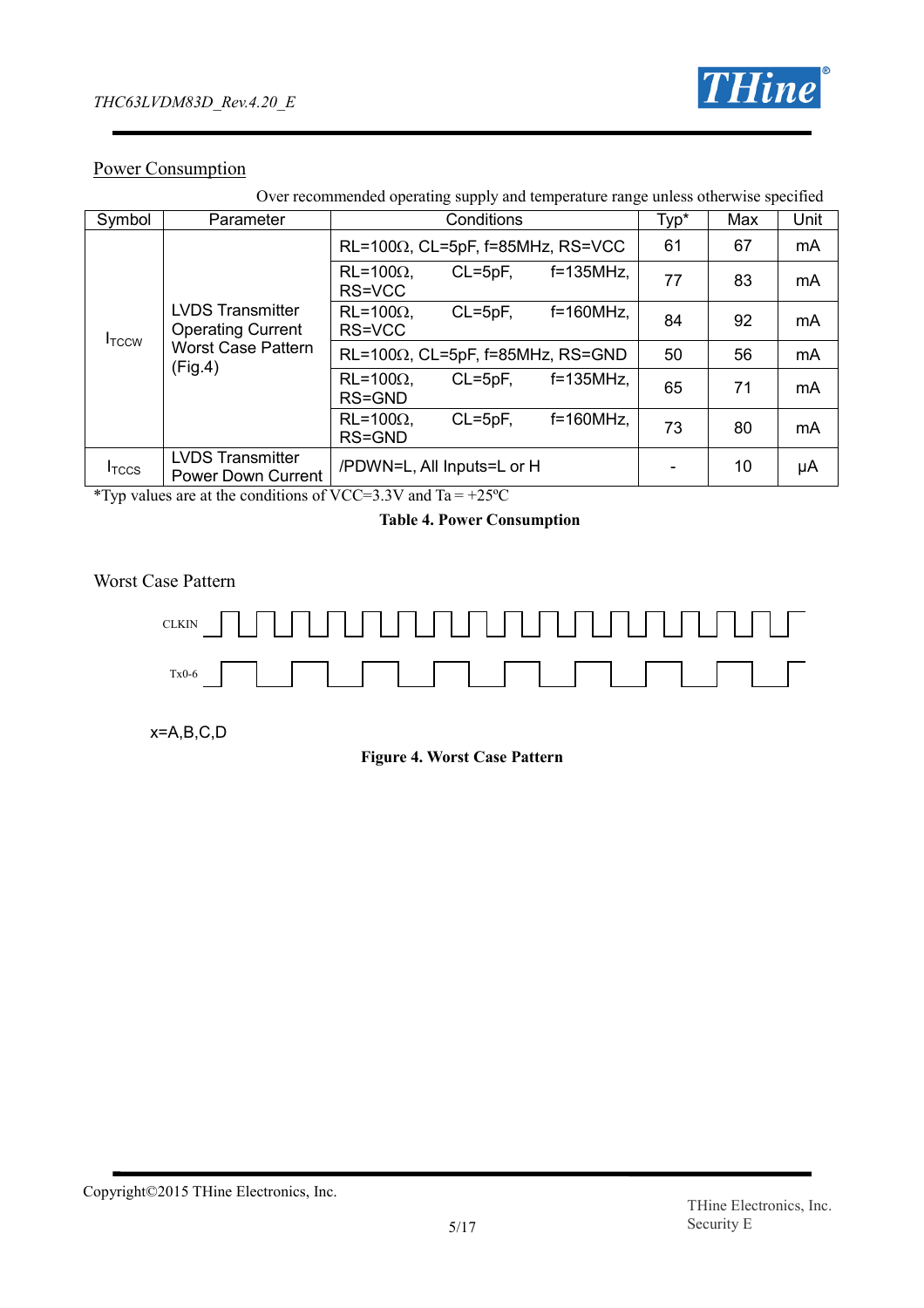## Power Consumption

Over recommended operating supply and temperature range unless otherwise specified

| Symbol | Parameter | Conditions | Typ* | Max | Unit |
|---|---|---|---|---|---|
| $I_{TCCW}$ | LVDS Transmitter Operating Current Worst Case Pattern (Fig.4) | RL=100Ω, CL=5pF, f=85MHz, RS=VCC | 61 | 67 | mA |
| | | RL=100Ω, CL=5pF, f=135MHz, RS=VCC | 77 | 83 | mA |
| | | RL=100Ω, CL=5pF, f=160MHz, RS=VCC | 84 | 92 | mA |
| | | RL=100Ω, CL=5pF, f=85MHz, RS=GND | 50 | 56 | mA |
| | | RL=100Ω, CL=5pF, f=135MHz, RS=GND | 65 | 71 | mA |
| | | RL=100Ω, CL=5pF, f=160MHz, RS=GND | 73 | 80 | mA |
| $I_{TCCS}$ | LVDS Transmitter Power Down Current | /PDWN=L, All Inputs=L or H | - | 10 | μA |

*Typ values are at the conditions of VCC=3.3V and Ta = +25ºC

**Table 4. Power Consumption**

Worst Case Pattern

CLKIN

Tx0-6

x=A,B,C,D

**Figure 4. Worst Case Pattern**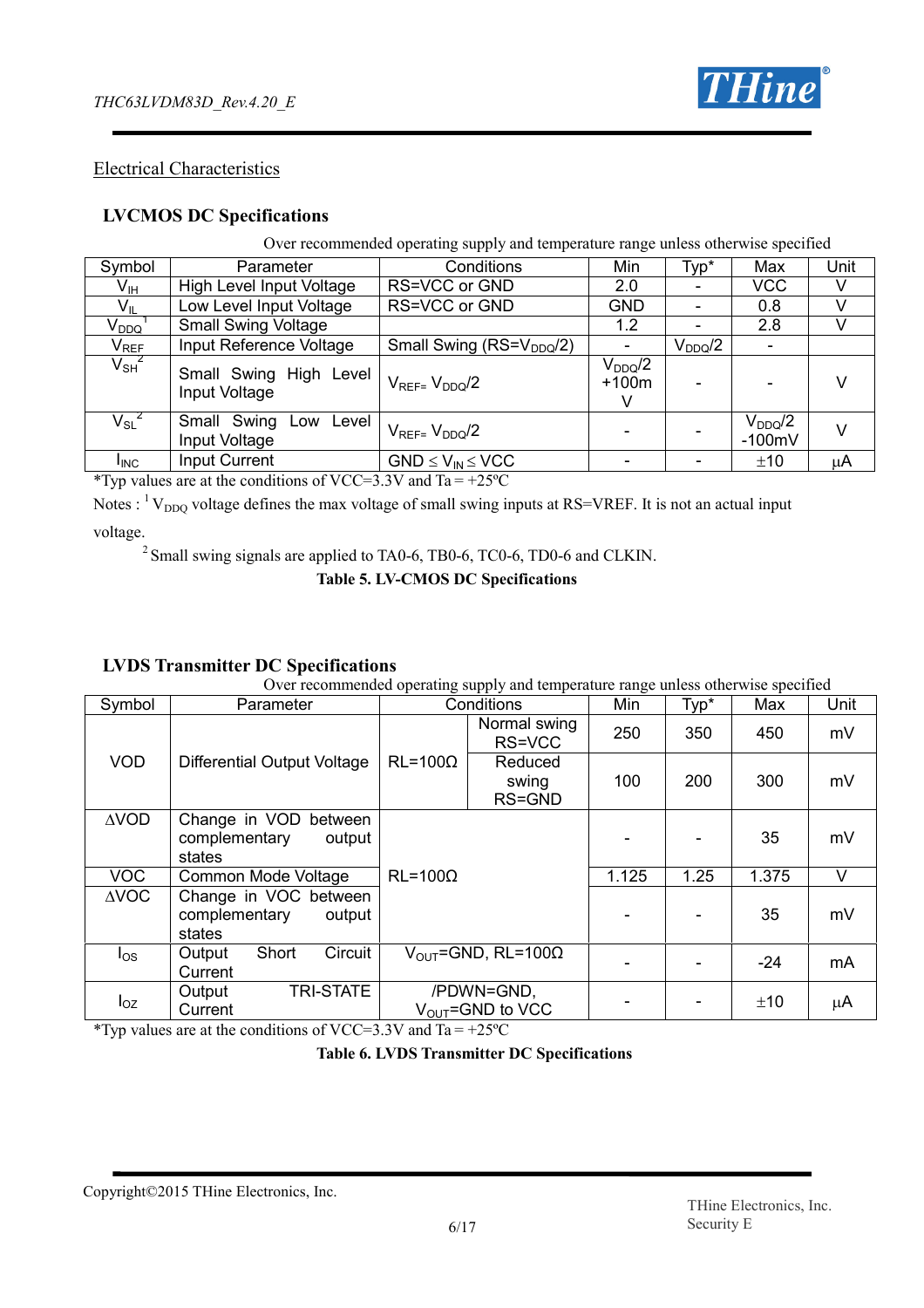## Electrical Characteristics

### LVCMOS DC Specifications

Over recommended operating supply and temperature range unless otherwise specified

| Symbol | Parameter | Conditions | Min | Typ* | Max | Unit |
|---|---|---|---|---|---|---|
| $V_{IH}$ | High Level Input Voltage | RS=VCC or GND | 2.0 | - | VCC | V |
| $V_{IL}$ | Low Level Input Voltage | RS=VCC or GND | GND | - | 0.8 | V |
| $V_{DDQ}$ [1] | Small Swing Voltage | | 1.2 | - | 2.8 | V |
| $V_{REF}$ | Input Reference Voltage | Small Swing (RS=$V_{DDQ}/2$) | - | $V_{DDQ}/2$ | - | |
| $V_{SH}$ [2] | Small Swing High Level Input Voltage | $V_{REF}= V_{DDQ}/2$ | $V_{DDQ}/2$ +100mV | - | - | V |
| $V_{SL}$ [2] | Small Swing Low Level Input Voltage | $V_{REF}= V_{DDQ}/2$ | - | - | $V_{DDQ}/2$ -100mV | V |
| $I_{INC}$ | Input Current | GND $\leq V_{IN} \leq$ VCC | - | - | ±10 | μA |

*Typ values are at the conditions of VCC=3.3V and Ta = +25ºC

Notes : [1] $V_{DDQ}$ voltage defines the max voltage of small swing inputs at RS=VREF. It is not an actual input voltage.

[2] Small swing signals are applied to TA0-6, TB0-6, TC0-6, TD0-6 and CLKIN.

**Table 5. LV-CMOS DC Specifications**

### LVDS Transmitter DC Specifications

Over recommended operating supply and temperature range unless otherwise specified

| Symbol | Parameter | Conditions | | Min | Typ* | Max | Unit |
|---|---|---|---|---|---|---|---|
| VOD | Differential Output Voltage | RL=100Ω | Normal swing RS=VCC | 250 | 350 | 450 | mV |
| | | | Reduced swing RS=GND | 100 | 200 | 300 | mV |
| ΔVOD | Change in VOD between complementary output states | RL=100Ω | | - | - | 35 | mV |
| VOC | Common Mode Voltage | | | 1.125 | 1.25 | 1.375 | V |
| ΔVOC | Change in VOC between complementary output states | | | - | - | 35 | mV |
| $I_{OS}$ | Output Short Circuit Current | $V_{OUT}$=GND, RL=100Ω | | - | - | -24 | mA |
| $I_{OZ}$ | Output TRI-STATE Current | /PDWN=GND, $V_{OUT}$=GND to VCC | | - | - | ±10 | μA |

*Typ values are at the conditions of VCC=3.3V and Ta = +25ºC

**Table 6. LVDS Transmitter DC Specifications**

Copyright©2015 THine Electronics, Inc.

THine Electronics, Inc.
Security E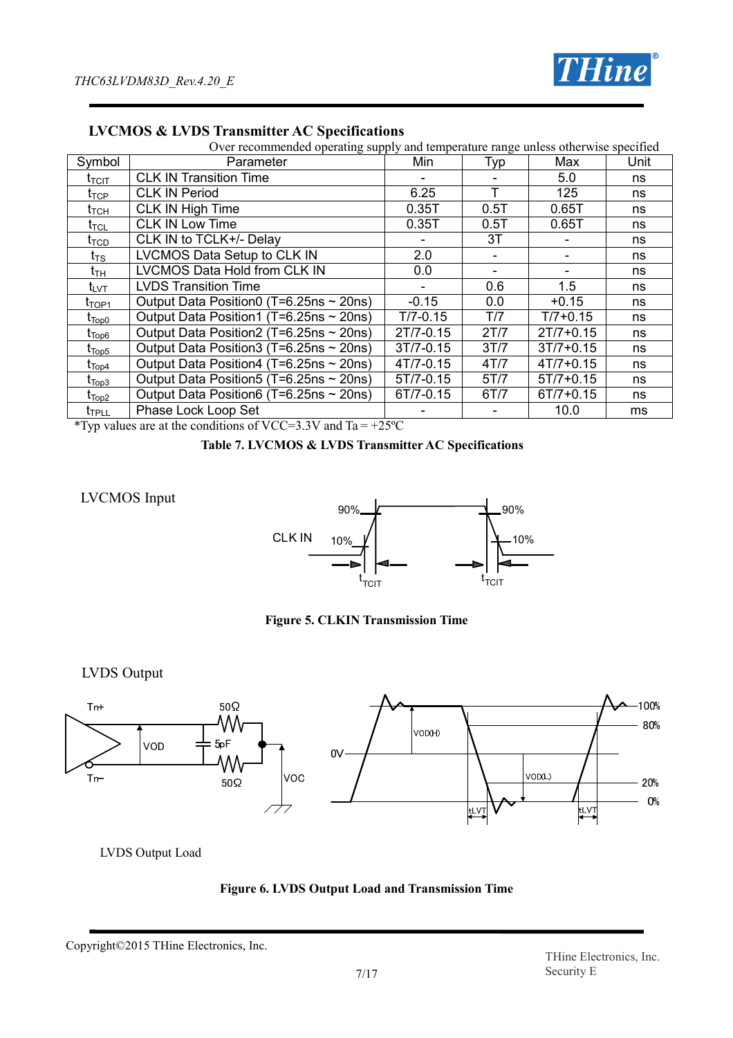## LVCMOS & LVDS Transmitter AC Specifications

Over recommended operating supply and temperature range unless otherwise specified

| Symbol | Parameter | Min | Typ | Max | Unit |
|---|---|---|---|---|---|
| $t_{TCIT}$ | CLK IN Transition Time | - | - | 5.0 | ns |
| $t_{TCP}$ | CLK IN Period | 6.25 | T | 125 | ns |
| $t_{TCH}$ | CLK IN High Time | 0.35T | 0.5T | 0.65T | ns |
| $t_{TCL}$ | CLK IN Low Time | 0.35T | 0.5T | 0.65T | ns |
| $t_{TCD}$ | CLK IN to TCLK+/- Delay | - | 3T | - | ns |
| $t_{TS}$ | LVCMOS Data Setup to CLK IN | 2.0 | - | - | ns |
| $t_{TH}$ | LVCMOS Data Hold from CLK IN | 0.0 | - | - | ns |
| $t_{LVT}$ | LVDS Transition Time | - | 0.6 | 1.5 | ns |
| $t_{TOP1}$ | Output Data Position0 (T=6.25ns ~ 20ns) | -0.15 | 0.0 | +0.15 | ns |
| $t_{Top0}$ | Output Data Position1 (T=6.25ns ~ 20ns) | T/7-0.15 | T/7 | T/7+0.15 | ns |
| $t_{Top6}$ | Output Data Position2 (T=6.25ns ~ 20ns) | 2T/7-0.15 | 2T/7 | 2T/7+0.15 | ns |
| $t_{Top5}$ | Output Data Position3 (T=6.25ns ~ 20ns) | 3T/7-0.15 | 3T/7 | 3T/7+0.15 | ns |
| $t_{Top4}$ | Output Data Position4 (T=6.25ns ~ 20ns) | 4T/7-0.15 | 4T/7 | 4T/7+0.15 | ns |
| $t_{Top3}$ | Output Data Position5 (T=6.25ns ~ 20ns) | 5T/7-0.15 | 5T/7 | 5T/7+0.15 | ns |
| $t_{Top2}$ | Output Data Position6 (T=6.25ns ~ 20ns) | 6T/7-0.15 | 6T/7 | 6T/7+0.15 | ns |
| $t_{TPLL}$ | Phase Lock Loop Set | - | - | 10.0 | ms |

*Typ values are at the conditions of VCC=3.3V and Ta = +25ºC

**Table 7. LVCMOS & LVDS Transmitter AC Specifications**

LVCMOS Input

CLK IN 90% 10% $t_{TCIT}$ 90% 10% $t_{TCIT}$

**Figure 5. CLKIN Transmission Time**

LVDS Output

Tn+ Tn− 50Ω 5pF 50Ω VOD VOC 0V VOD(H) VOD(L) 100% 80% 20% 0% tLVT tLVT

LVDS Output Load

**Figure 6. LVDS Output Load and Transmission Time**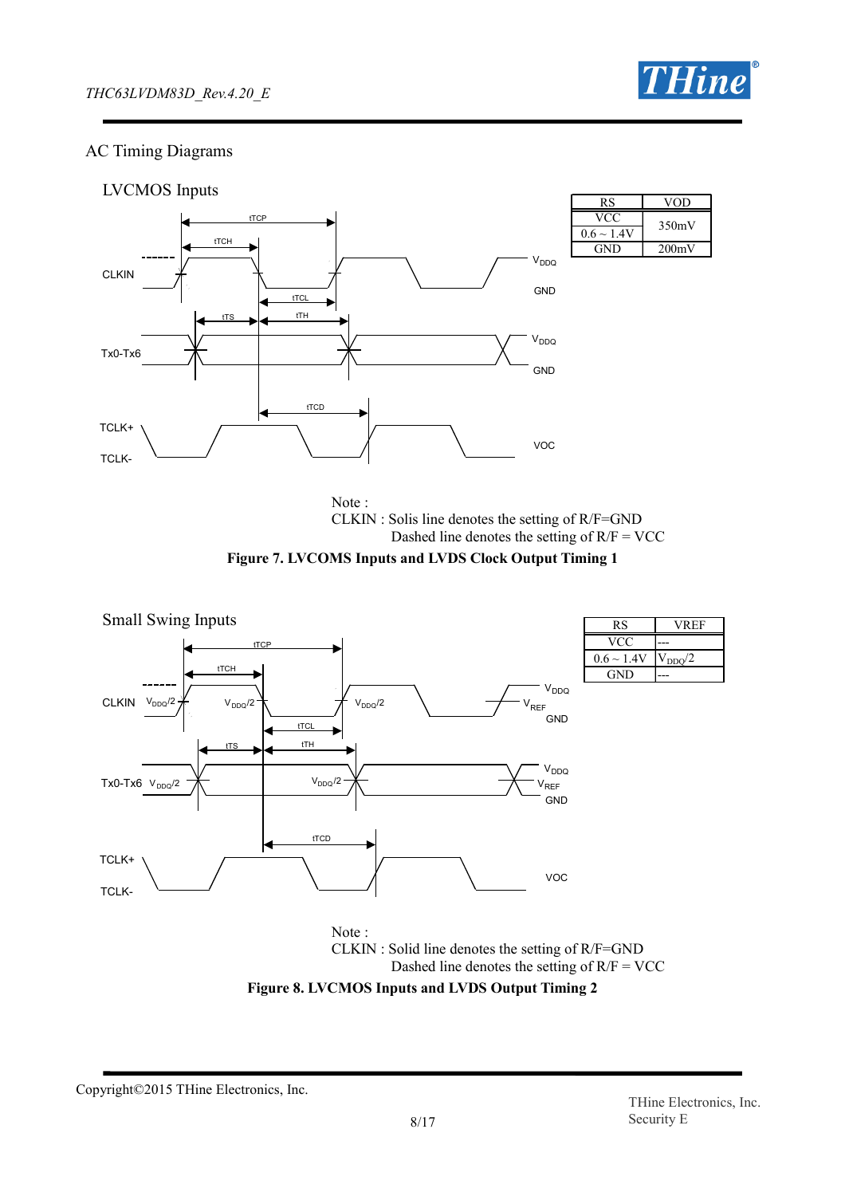## AC Timing Diagrams

### LVCMOS Inputs

| RS | VOD |
|---|---|
| VCC | 350mV |
| 0.6 ~ 1.4V | 350mV |
| GND | 200mV |

Note :
CLKIN : Solis line denotes the setting of R/F=GND
Dashed line denotes the setting of R/F = VCC

**Figure 7. LVCOMS Inputs and LVDS Clock Output Timing 1**

### Small Swing Inputs

| RS | VREF |
|---|---|
| VCC | --- |
| 0.6 ~ 1.4V | $V_{DDQ}/2$ |
| GND | --- |

Note :
CLKIN : Solid line denotes the setting of R/F=GND
Dashed line denotes the setting of R/F = VCC

**Figure 8. LVCMOS Inputs and LVDS Output Timing 2**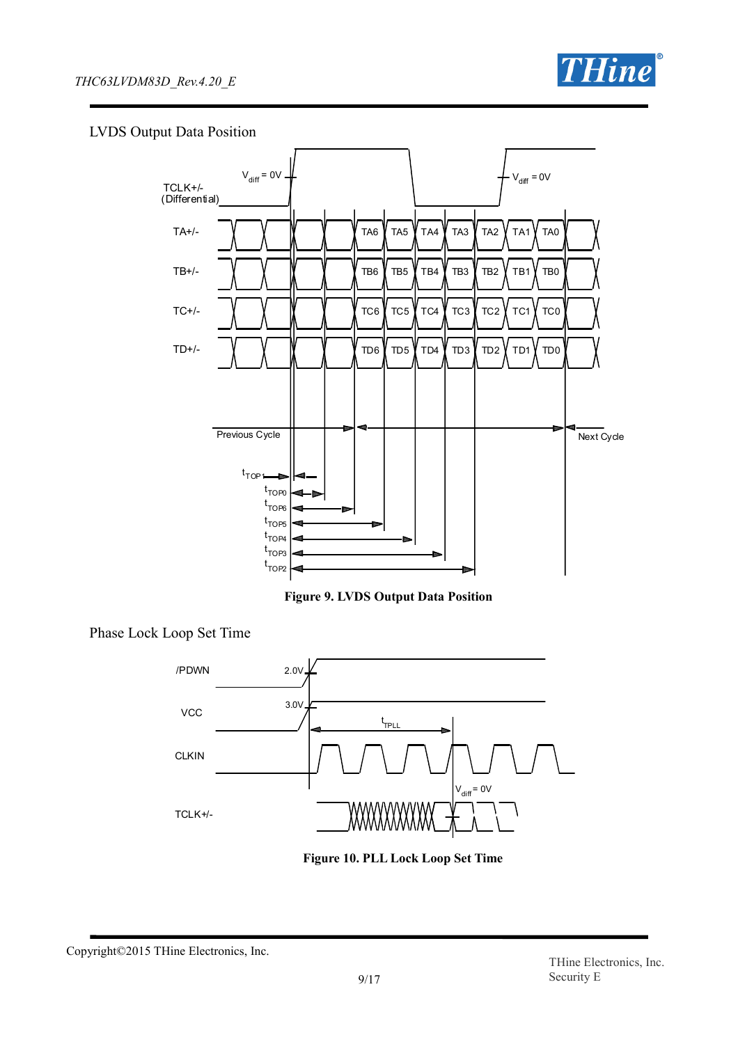LVDS Output Data Position

**Figure 9. LVDS Output Data Position**

Phase Lock Loop Set Time

**Figure 10. PLL Lock Loop Set Time**

Copyright©2015 THine Electronics, Inc.

THine Electronics, Inc.
Security E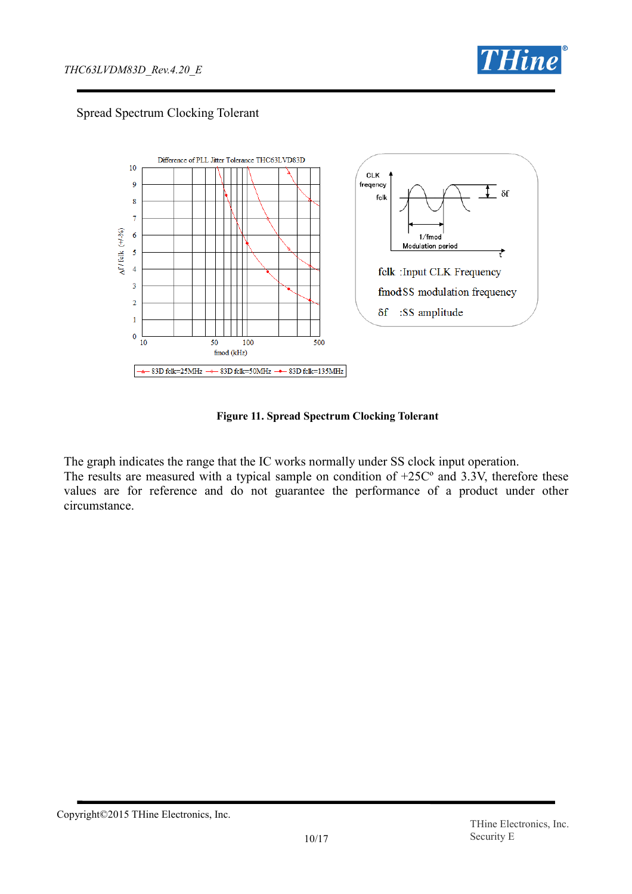Spread Spectrum Clocking Tolerant

Difference of PLL Jitter Tolerance THC63LVD83D

fclk :Input CLK Frequency

fmod:SS modulation frequency

δf :SS amplitude

**Figure 11. Spread Spectrum Clocking Tolerant**

The graph indicates the range that the IC works normally under SS clock input operation.
The results are measured with a typical sample on condition of +25Cº and 3.3V, therefore these values are for reference and do not guarantee the performance of a product under other circumstance.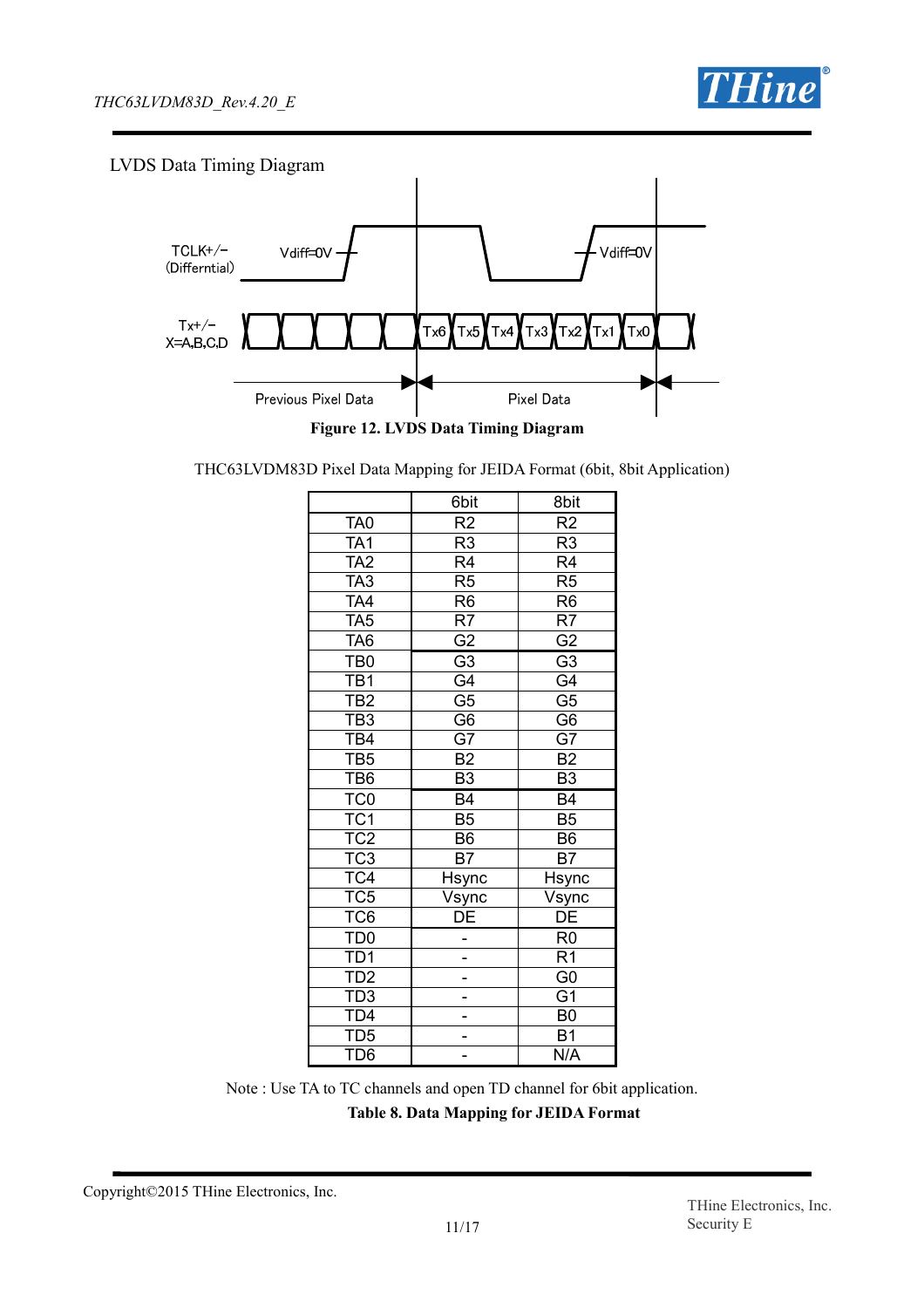## LVDS Data Timing Diagram

TCLK+/− (Differntial) Vdiff=0V Vdiff=0V

Tx+/− X=A,B,C,D Tx6 Tx5 Tx4 Tx3 Tx2 Tx1 Tx0

Previous Pixel Data Pixel Data

**Figure 12. LVDS Data Timing Diagram**

THC63LVDM83D Pixel Data Mapping for JEIDA Format (6bit, 8bit Application)

| | 6bit | 8bit |
|---|---|---|
| TA0 | R2 | R2 |
| TA1 | R3 | R3 |
| TA2 | R4 | R4 |
| TA3 | R5 | R5 |
| TA4 | R6 | R6 |
| TA5 | R7 | R7 |
| TA6 | G2 | G2 |
| TB0 | G3 | G3 |
| TB1 | G4 | G4 |
| TB2 | G5 | G5 |
| TB3 | G6 | G6 |
| TB4 | G7 | G7 |
| TB5 | B2 | B2 |
| TB6 | B3 | B3 |
| TC0 | B4 | B4 |
| TC1 | B5 | B5 |
| TC2 | B6 | B6 |
| TC3 | B7 | B7 |
| TC4 | Hsync | Hsync |
| TC5 | Vsync | Vsync |
| TC6 | DE | DE |
| TD0 | - | R0 |
| TD1 | - | R1 |
| TD2 | - | G0 |
| TD3 | - | G1 |
| TD4 | - | B0 |
| TD5 | - | B1 |
| TD6 | - | N/A |

Note : Use TA to TC channels and open TD channel for 6bit application.

**Table 8. Data Mapping for JEIDA Format**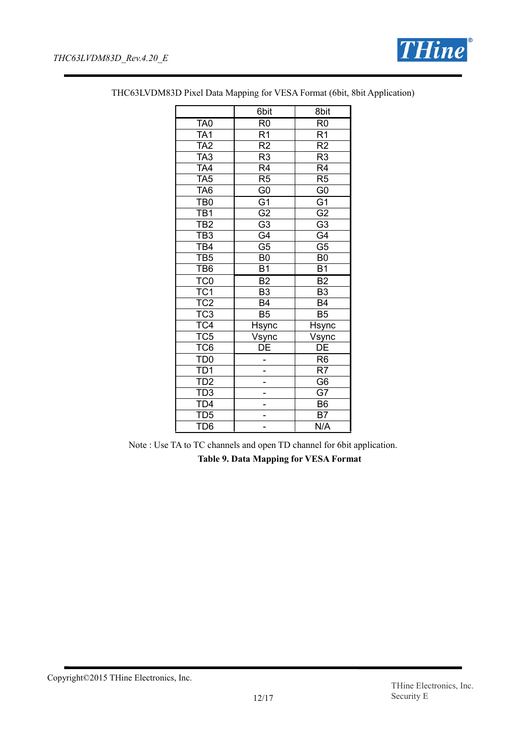THC63LVDM83D Pixel Data Mapping for VESA Format (6bit, 8bit Application)

| | 6bit | 8bit |
|---|---|---|
| TA0 | R0 | R0 |
| TA1 | R1 | R1 |
| TA2 | R2 | R2 |
| TA3 | R3 | R3 |
| TA4 | R4 | R4 |
| TA5 | R5 | R5 |
| TA6 | G0 | G0 |
| TB0 | G1 | G1 |
| TB1 | G2 | G2 |
| TB2 | G3 | G3 |
| TB3 | G4 | G4 |
| TB4 | G5 | G5 |
| TB5 | B0 | B0 |
| TB6 | B1 | B1 |
| TC0 | B2 | B2 |
| TC1 | B3 | B3 |
| TC2 | B4 | B4 |
| TC3 | B5 | B5 |
| TC4 | Hsync | Hsync |
| TC5 | Vsync | Vsync |
| TC6 | DE | DE |
| TD0 | - | R6 |
| TD1 | - | R7 |
| TD2 | - | G6 |
| TD3 | - | G7 |
| TD4 | - | B6 |
| TD5 | - | B7 |
| TD6 | - | N/A |

Note : Use TA to TC channels and open TD channel for 6bit application.

**Table 9. Data Mapping for VESA Format**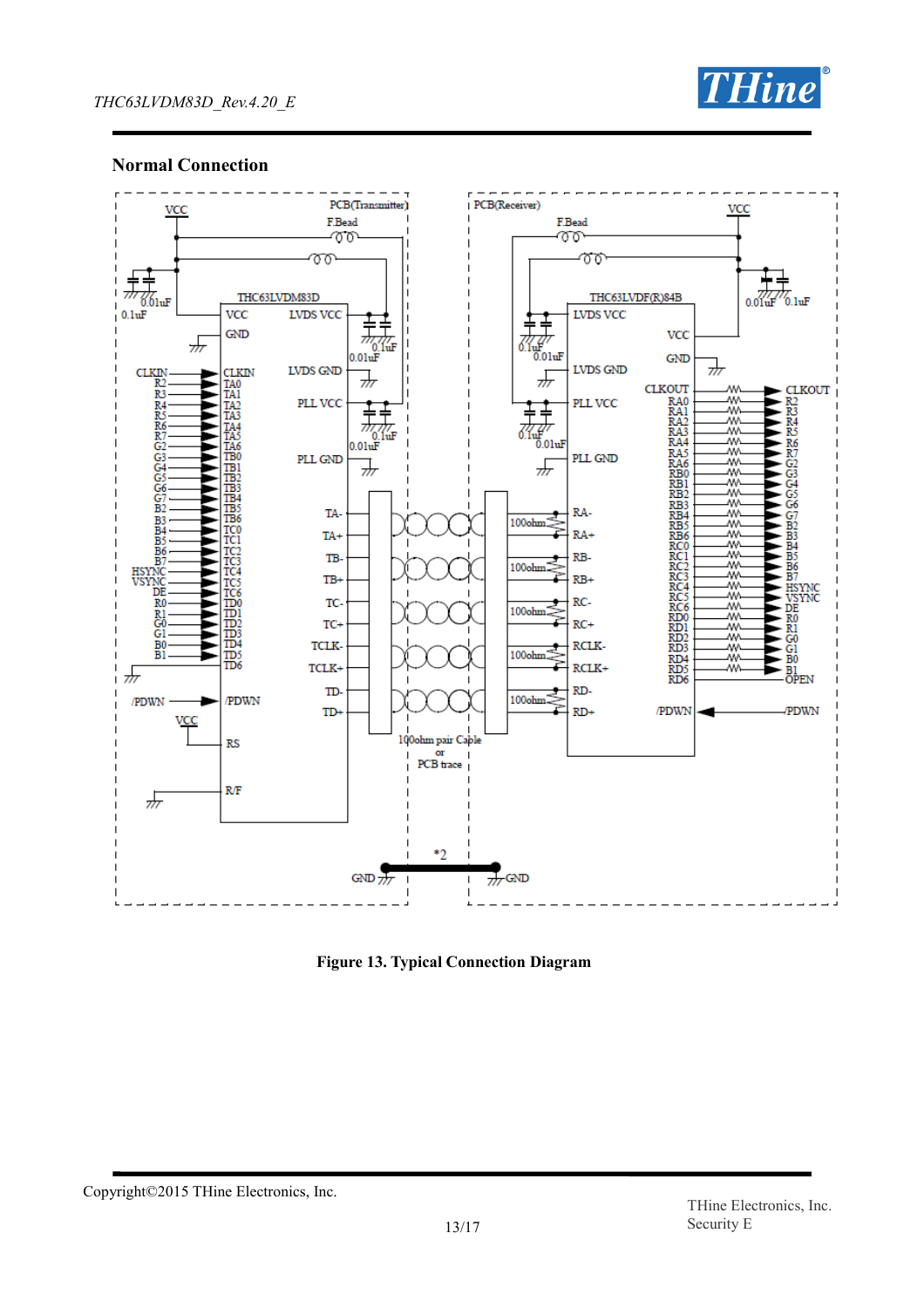## Normal Connection

**Figure 13. Typical Connection Diagram**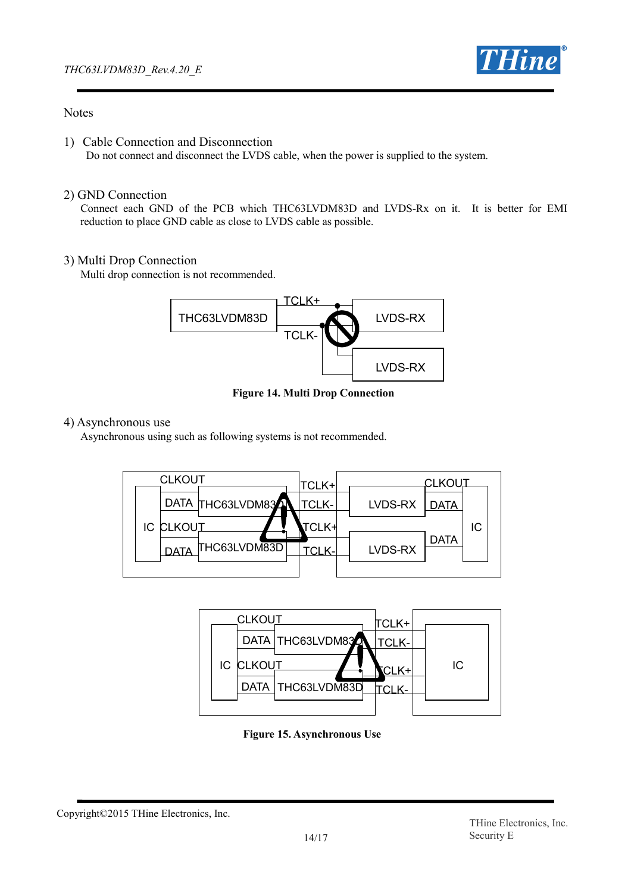Notes

1) Cable Connection and Disconnection
   Do not connect and disconnect the LVDS cable, when the power is supplied to the system.

2) GND Connection
   Connect each GND of the PCB which THC63LVDM83D and LVDS-Rx on it. It is better for EMI reduction to place GND cable as close to LVDS cable as possible.

3) Multi Drop Connection
   Multi drop connection is not recommended.

**Figure 14. Multi Drop Connection**

4) Asynchronous use
   Asynchronous using such as following systems is not recommended.

**Figure 15. Asynchronous Use**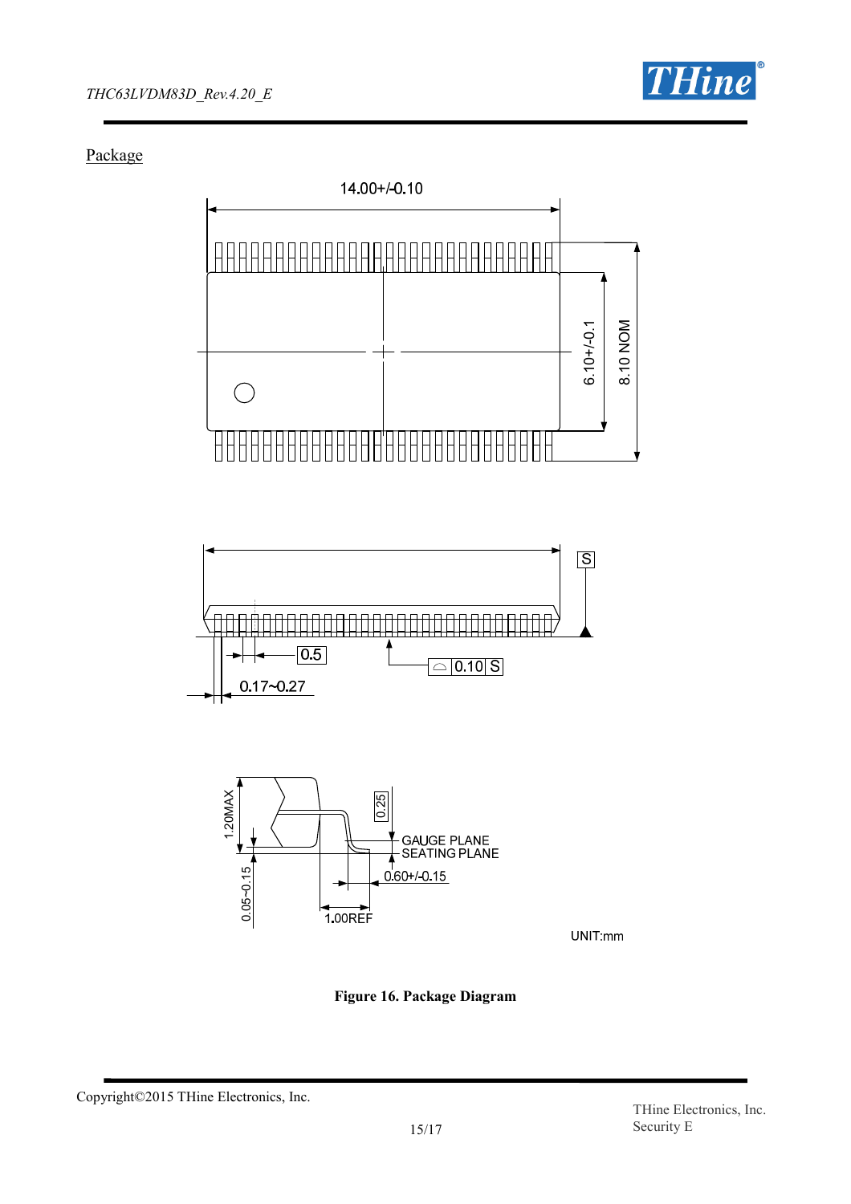## Package

14.00+/-0.10

6.10+/-0.1

8.10 NOM

S

0.5

0.10 S

0.17~0.27

1.20MAX

0.25

GAUGE PLANE

SEATING PLANE

0.60+/-0.15

0.05~0.15

1.00REF

UNIT:mm

**Figure 16. Package Diagram**

Copyright©2015 THine Electronics, Inc.

THine Electronics, Inc.
Security E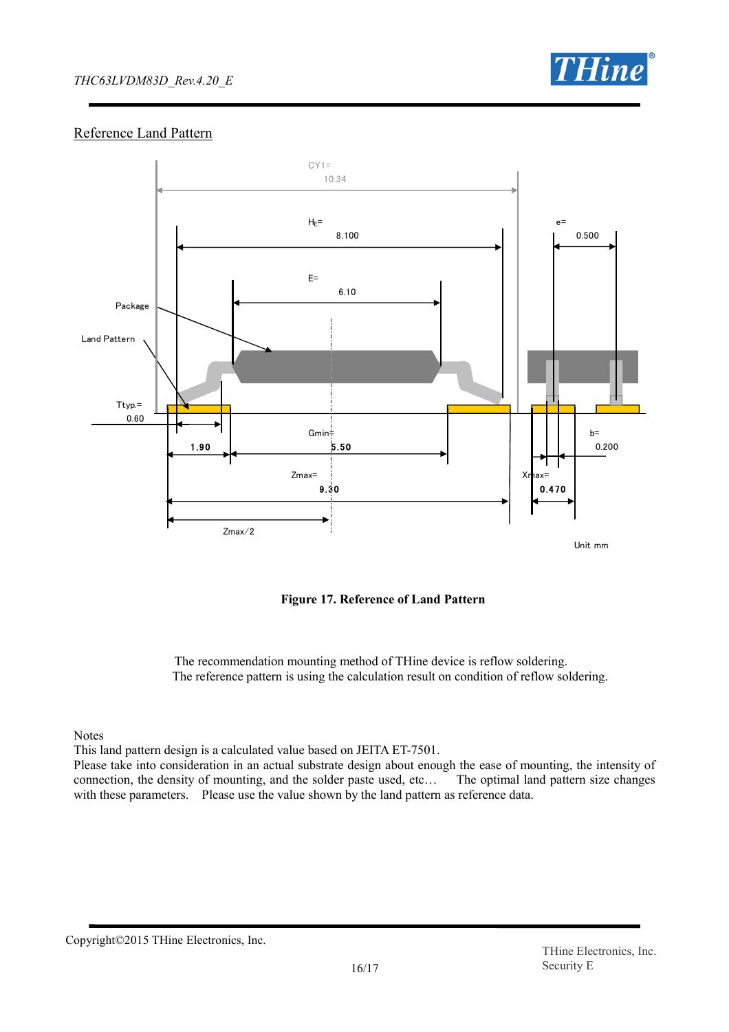## Reference Land Pattern

CY1= 10.34

$H_E$= 8.100

e= 0.500

E= 6.10

Package

Land Pattern

Ttyp.= 0.60

Gmin= 5.50

b= 0.200

1.90

Zmax= 9.30

Xmax= 0.470

Zmax/2

Unit mm

**Figure 17. Reference of Land Pattern**

The recommendation mounting method of THine device is reflow soldering.
The reference pattern is using the calculation result on condition of reflow soldering.

Notes
This land pattern design is a calculated value based on JEITA ET-7501.
Please take into consideration in an actual substrate design about enough the ease of mounting, the intensity of connection, the density of mounting, and the solder paste used, etc… The optimal land pattern size changes with these parameters. Please use the value shown by the land pattern as reference data.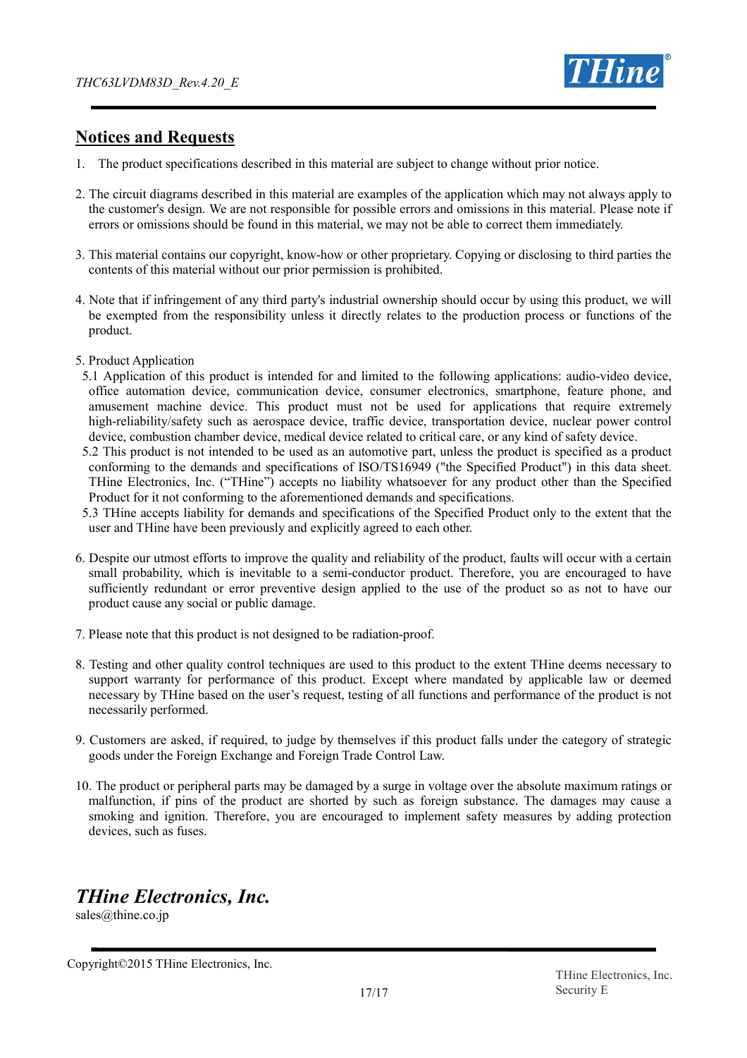## Notices and Requests

1. The product specifications described in this material are subject to change without prior notice.

2. The circuit diagrams described in this material are examples of the application which may not always apply to the customer's design. We are not responsible for possible errors and omissions in this material. Please note if errors or omissions should be found in this material, we may not be able to correct them immediately.

3. This material contains our copyright, know-how or other proprietary. Copying or disclosing to third parties the contents of this material without our prior permission is prohibited.

4. Note that if infringement of any third party's industrial ownership should occur by using this product, we will be exempted from the responsibility unless it directly relates to the production process or functions of the product.

5. Product Application
   5.1 Application of this product is intended for and limited to the following applications: audio-video device, office automation device, communication device, consumer electronics, smartphone, feature phone, and amusement machine device. This product must not be used for applications that require extremely high-reliability/safety such as aerospace device, traffic device, transportation device, nuclear power control device, combustion chamber device, medical device related to critical care, or any kind of safety device.
   5.2 This product is not intended to be used as an automotive part, unless the product is specified as a product conforming to the demands and specifications of ISO/TS16949 ("the Specified Product") in this data sheet. THine Electronics, Inc. ("THine") accepts no liability whatsoever for any product other than the Specified Product for it not conforming to the aforementioned demands and specifications.
   5.3 THine accepts liability for demands and specifications of the Specified Product only to the extent that the user and THine have been previously and explicitly agreed to each other.

6. Despite our utmost efforts to improve the quality and reliability of the product, faults will occur with a certain small probability, which is inevitable to a semi-conductor product. Therefore, you are encouraged to have sufficiently redundant or error preventive design applied to the use of the product so as not to have our product cause any social or public damage.

7. Please note that this product is not designed to be radiation-proof.

8. Testing and other quality control techniques are used to this product to the extent THine deems necessary to support warranty for performance of this product. Except where mandated by applicable law or deemed necessary by THine based on the user's request, testing of all functions and performance of the product is not necessarily performed.

9. Customers are asked, if required, to judge by themselves if this product falls under the category of strategic goods under the Foreign Exchange and Foreign Trade Control Law.

10. The product or peripheral parts may be damaged by a surge in voltage over the absolute maximum ratings or malfunction, if pins of the product are shorted by such as foreign substance. The damages may cause a smoking and ignition. Therefore, you are encouraged to implement safety measures by adding protection devices, such as fuses.

***THine Electronics, Inc.***
sales@thine.co.jp

Copyright©2015 THine Electronics, Inc.

THine Electronics, Inc.
Security E